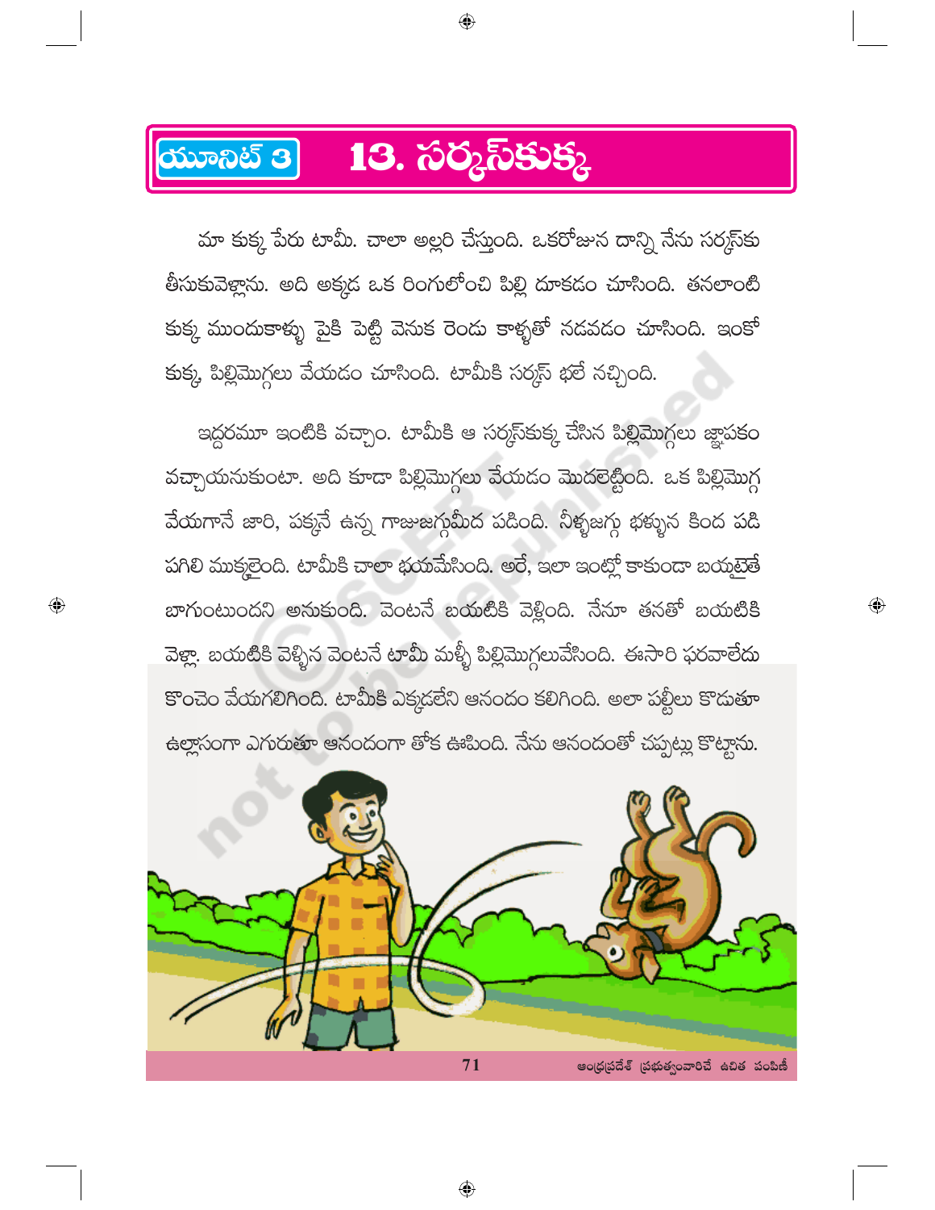# యూనిట్ 3 — 13. సర్కస్‌కుక్క

మా కుక్క పేరు టామీ. చాలా అల్లరి చేస్తుంది. ఒకరోజున దాన్ని నేను సర్కస్‌కు తీసుకువెళ్లాను. అది అక్కడ ఒక రింగులోంచి పిల్లి దూకడం చూసింది. తనలాంటి కుక్క ముందుకాళ్ళు పైకి పెట్టి వెనుక రెండు కాళ్ళతో నడవడం చూసింది. ఇంకో కుక్క, పిల్లిమొగ్గలు వేయడం చూసింది. టామీకి సర్కస్ భలే నచ్చింది.

ఇద్దరమూ ఇంటికి వచ్చాం. టామీకి ఆ సర్కస్‌కుక్క చేసిన పిల్లిమొగ్గలు జ్ఞాపకం వచ్చాయనుకుంటా. అది కూడా పిల్లిమొగ్గలు వేయడం మొదలెట్టింది. ఒక పిల్లిమొగ్గ వేయగానే జారి, పక్కనే ఉన్న గాజుజగ్గుమీద పడింది. నీళ్ళజగ్గు భళ్ళున కింద పడి పగిలి ముక్కలైంది. టామీకి చాలా భయమేసింది. అరే, ఇలా ఇంట్లో కాకుండా బయటైతే బాగుంటుందని అనుకుంది. వెంటనే బయటికి వెళ్లింది. నేనూ తనతో బయటికి వెళ్లా. బయటికి వెళ్ళిన వెంటనే టామీ మళ్ళీ పిల్లిమొగ్గలువేసింది. ఈసారి ఫరవాలేదు కొంచెం వేయగలిగింది. టామీకి ఎక్కడలేని ఆనందం కలిగింది. అలా పల్టీలు కొడుతూ ఉల్లాసంగా ఎగురుతూ ఆనందంగా తోక ఊపింది. నేను ఆనందంతో చప్పట్లు కొట్టాను.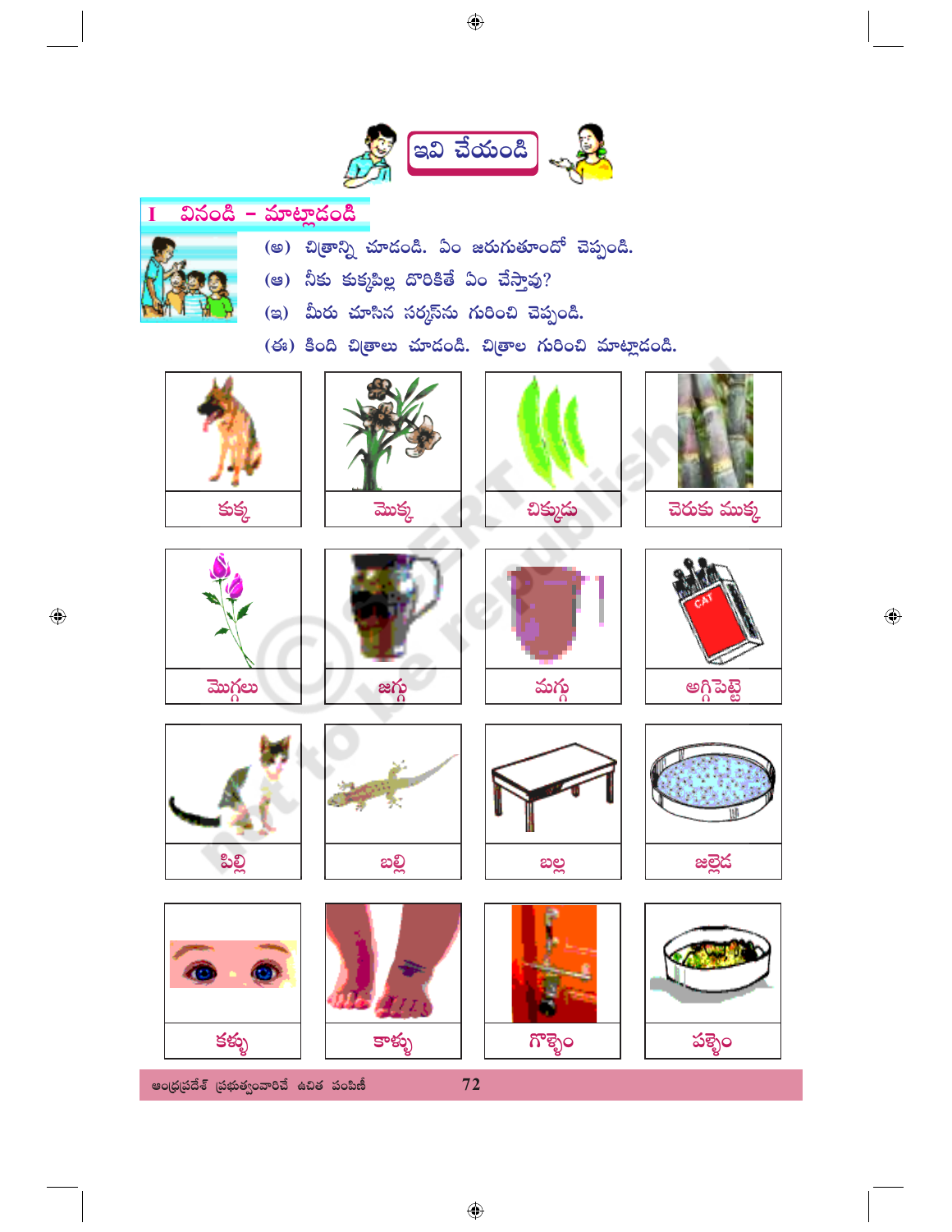# ఇవి చేయండి

## I వినండి - మాట్లాడండి

(అ) చిత్రాన్ని చూడండి. ఏం జరుగుతుందో చెప్పండి.

(ఆ) నీకు కుక్కపిల్ల దొరికితే ఏం చేస్తావు?

(ఇ) మీరు చూసిన సర్కస్‌ను గురించి చెప్పండి.

(ఈ) కింది చిత్రాలు చూడండి. చిత్రాల గురించి మాట్లాడండి.

| | | | |
|---|---|---|---|
| కుక్క | మొక్క | చిక్కుడు | చెరుకు ముక్క |
| మొగ్గలు | జగ్గు | మగ్గు | అగ్గిపెట్టె |
| పిల్లి | బల్లి | బల్ల | జల్లెడ |
| కళ్ళు | కాళ్ళు | గొళ్ళెం | పళ్ళెం |

ఆంధ్రప్రదేశ్ ప్రభుత్వంవారిచే ఉచిత పంపిణీ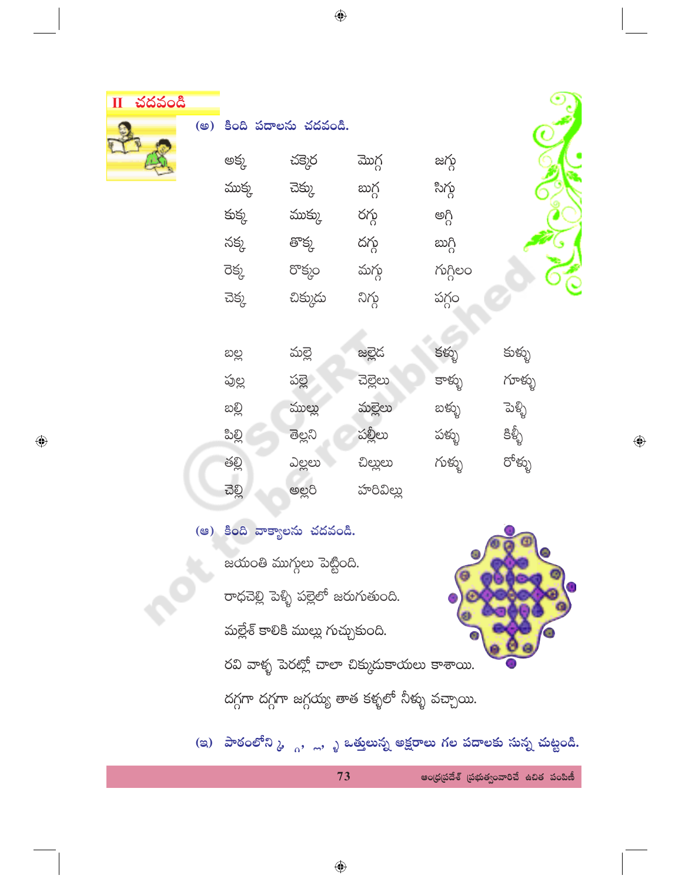## II చదవండి

(అ) కింది పదాలను చదవండి.

| | | | |
|---|---|---|---|
| అక్క | చక్కెర | మొగ్గ | జగ్గు |
| ముక్క | చెక్కు | బుగ్గ | సిగ్గు |
| కుక్క | ముక్కు | రగ్గు | అగ్గి |
| నక్క | తొక్కు | దగ్గు | బుగ్గి |
| రెక్క | రొక్కం | మగ్గు | గుగ్గిలం |
| చెక్క | చిక్కుడు | నిగ్గు | పగ్గం |

| | | | | |
|---|---|---|---|---|
| బల్ల | మల్లె | జల్లెడ | కళ్ళు | కుళ్ళు |
| పుల్ల | పల్లె | చెల్లెలు | కాళ్ళు | గూళ్ళు |
| బల్లి | ముల్లు | మల్లెలు | బళ్ళు | పెళ్ళి |
| పిల్లి | తెల్లని | పల్లీలు | పళ్ళు | కిళ్ళీ |
| తల్లి | ఎల్లలు | చిల్లులు | గుళ్ళు | రోళ్ళు |
| చెల్లి | అల్లరి | హరివిల్లు | | |

(ఆ) కింది వాక్యాలను చదవండి.

జయంతి ముగ్గులు పెట్టింది.

రాధచెల్లి పెళ్ళి పల్లెలో జరుగుతుంది.

మల్లేశ్ కాలికి ముల్లు గుచ్చుకుంది.

రవి వాళ్ళ పెరట్లో చాలా చిక్కుడుకాయలు కాశాయి.

దగ్గగా దగ్గగా జగ్గయ్య తాత కళ్ళలో నీళ్ళు వచ్చాయి.

(ఇ) పాఠంలోని ్క, ్గ, ్ల, ్ళ ఒత్తులున్న అక్షరాలు గల పదాలకు సున్న చుట్టండి.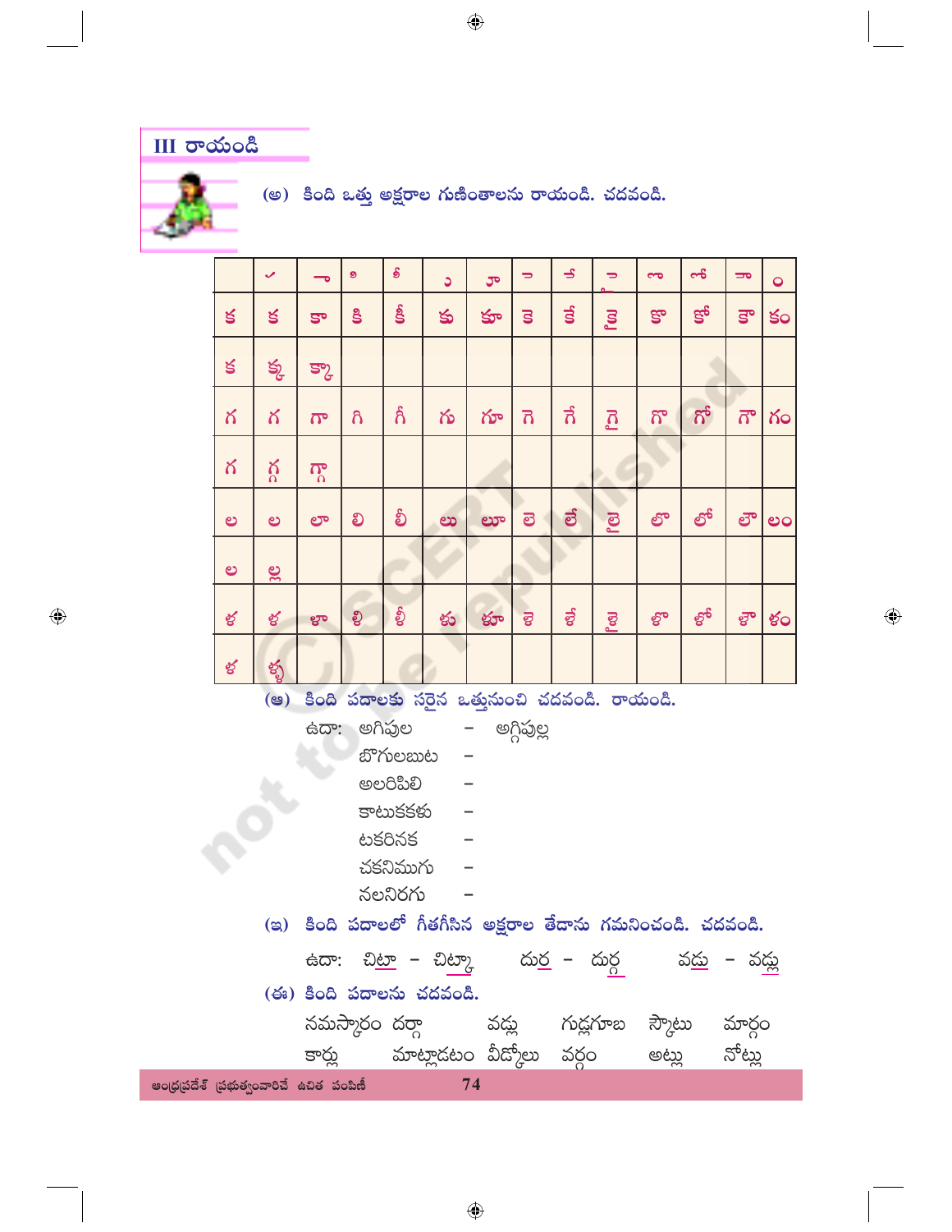## III రాయండి

**(అ) కింది ఒత్తు అక్షరాల గుణింతాలను రాయండి. చదవండి.**

| | ✓ | ా | ి | ీ | ు | ూ | ె | ే | ై | ొ | ో | ౌ | ం |
|---|---|---|---|---|---|---|---|---|---|---|---|---|---|
| క | క | కా | కి | కీ | కు | కూ | కె | కే | కై | కొ | కో | కౌ | కం |
| క | క్క | క్కా | | | | | | | | | | | |
| గ | గ | గా | గి | గీ | గు | గూ | గె | గే | గై | గొ | గో | గౌ | గం |
| గ | గ్గ | గ్గా | | | | | | | | | | | |
| ల | ల | లా | లి | లీ | లు | లూ | లె | లే | లై | లొ | లో | లౌ | లం |
| ల | ల్ల | | | | | | | | | | | | |
| ళ | ళ | ళా | ళి | ళీ | ళు | ళూ | ళె | ళే | ళై | ళొ | ళో | ళౌ | ళం |
| ళ | ళ్ళ | | | | | | | | | | | | |

**(ఆ) కింది పదాలకు సరైన ఒత్తునుంచి చదవండి. రాయండి.**

ఉదా: అగిపుల – అగ్గిపుల్ల

- బొగులబుట –
- అలరిపిలి –
- కాటుకకళు –
- టకరినక –
- చకనిముగు –
- నలనిరగు –

**(ఇ) కింది పదాలలో గీతగీసిన అక్షరాల తేడాను గమనించండి. చదవండి.**

ఉదా: చిటా – చిట్కా  దుర – దుర్గ  వడు – వడ్లు

**(ఈ) కింది పదాలను చదవండి.**

నమస్కారం  దర్గా  వడ్లు  గుడ్లగూబ  స్కూటు  మార్గం

కార్లు  మాట్లాడటం  వీడ్కోలు  వర్గం  అట్లు  నోట్లు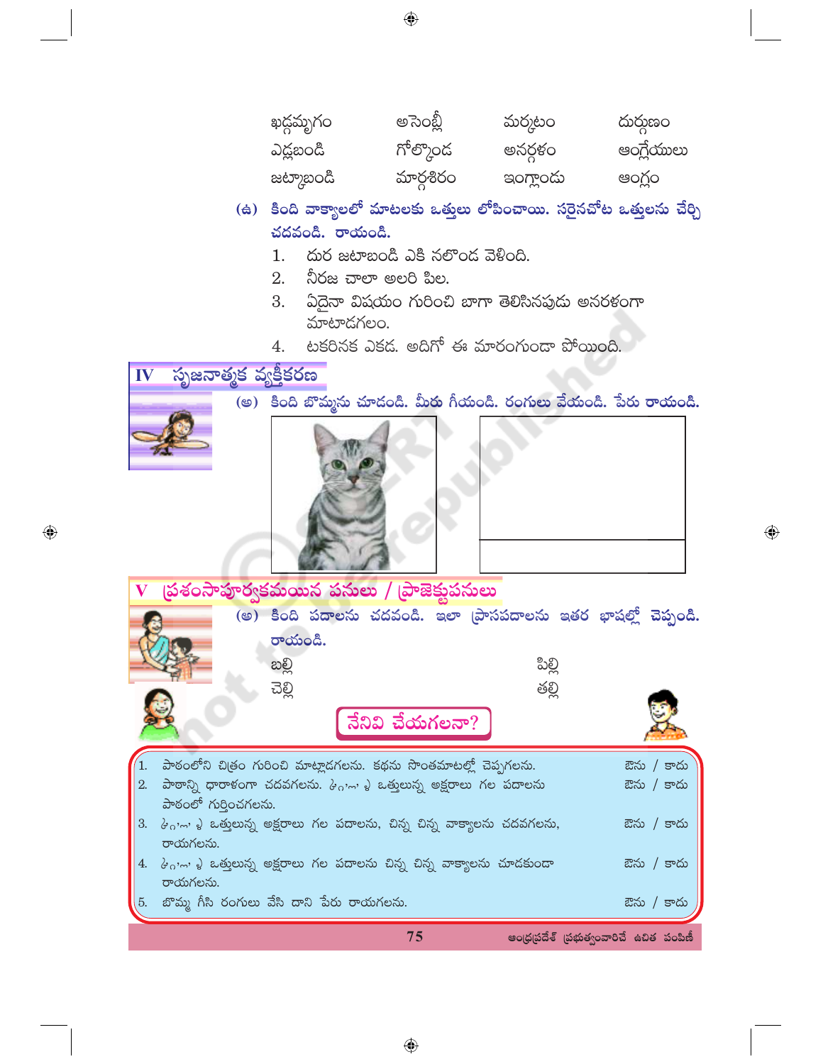| | | | |
|---|---|---|---|
| ఖడ్గమృగం | అసెంబ్లీ | మర్కటం | దుర్గుణం |
| ఎడ్లబండి | గోల్కొండ | అనర్గళం | ఆంగ్లేయులు |
| జట్కాబండి | మార్గశిరం | ఇంగ్లాండు | ఆంగ్లం |

(ఉ) కింది వాక్యాలలో మాటలకు ఒత్తులు లోపించాయి. సరైనచోట ఒత్తులను చేర్చి చదవండి. రాయండి.

1. దుర జటాబండి ఎకి నలొండ వెళింది.
2. నీరజ చాలా అలరి పిల.
3. ఏదైనా విషయం గురించి బాగా తెలిసినపుడు అనరళంగా మాటాడగలం.
4. టకరినక ఎకడ. అదిగో ఈ మారంగుండా పోయింది.

## IV సృజనాత్మక వ్యక్తీకరణ

(అ) కింది బొమ్మను చూడండి. మీరు గీయండి. రంగులు వేయండి. పేరు రాయండి.

## V ప్రశంసాపూర్వకమయిన పనులు / ప్రాజెక్టుపనులు

(అ) కింది పదాలను చదవండి. ఇలా ప్రాసపదాలను ఇతర భాషల్లో చెప్పండి. రాయండి.

| | |
|---|---|
| బల్లి | పిల్లి |
| చెల్లి | తల్లి |

### నేనివి చేయగలనా?

| | | |
|---|---|---|
| 1. | పాఠంలోని చిత్రం గురించి మాట్లాడగలను. కథను సొంతమాటల్లో చెప్పగలను. | ఔను / కాదు |
| 2. | పాఠాన్ని ధారాళంగా చదవగలను. ర్గ,ల్గ,ళ్గ ఒత్తులున్న అక్షరాలు గల పదాలను పాఠంలో గుర్తించగలను. | ఔను / కాదు |
| 3. | ర్గ,ల్గ,ళ్గ ఒత్తులున్న అక్షరాలు గల పదాలను, చిన్న చిన్న వాక్యాలను చదవగలను, రాయగలను. | ఔను / కాదు |
| 4. | ర్గ,ల్గ,ళ్గ ఒత్తులున్న అక్షరాలు గల పదాలను చిన్న చిన్న వాక్యాలను చూడకుండా రాయగలను. | ఔను / కాదు |
| 5. | బొమ్మ గీసి రంగులు వేసి దాని పేరు రాయగలను. | ఔను / కాదు |